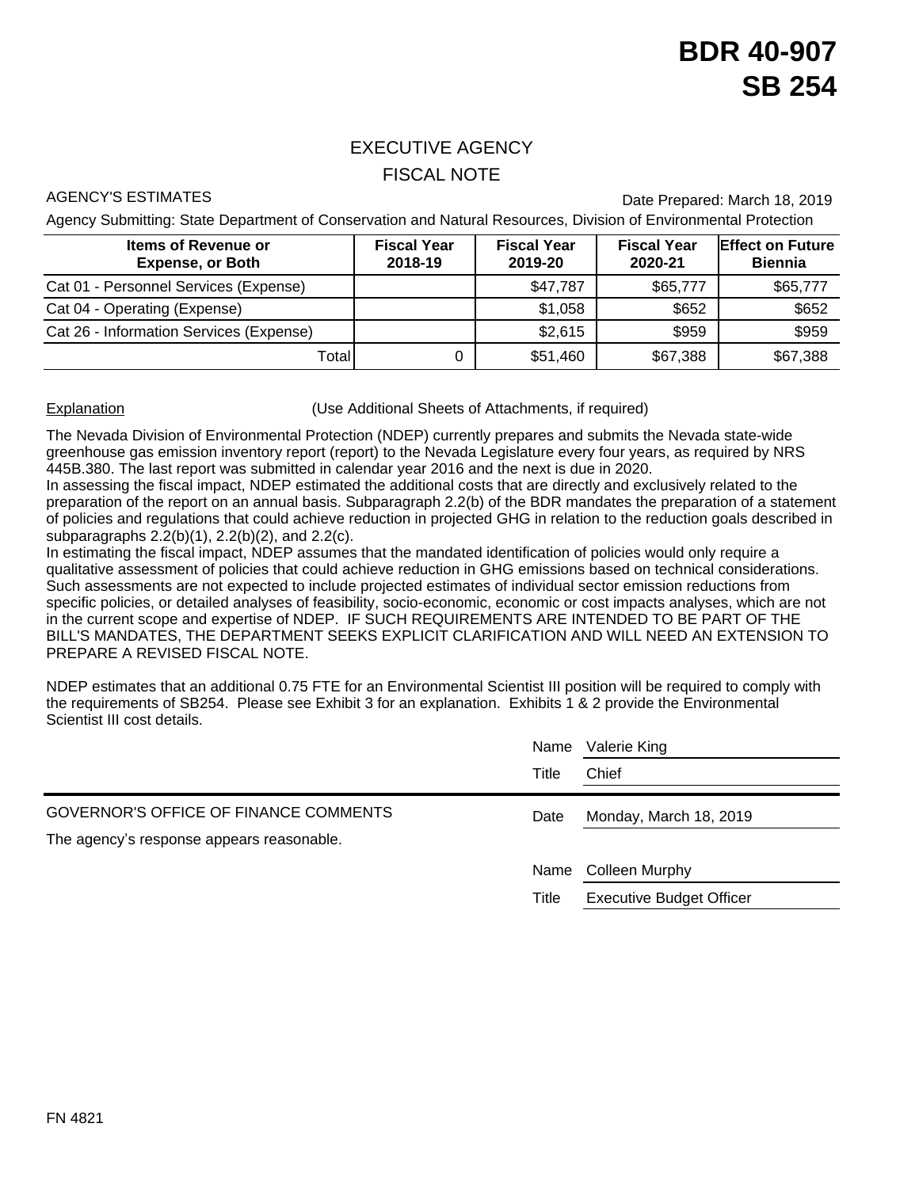# BDR 40-907
# SB 254

## EXECUTIVE AGENCY
## FISCAL NOTE

AGENCY'S ESTIMATES

Date Prepared: March 18, 2019

Agency Submitting: State Department of Conservation and Natural Resources, Division of Environmental Protection

| Items of Revenue or Expense, or Both | Fiscal Year 2018-19 | Fiscal Year 2019-20 | Fiscal Year 2020-21 | Effect on Future Biennia |
|---|---|---|---|---|
| Cat 01 - Personnel Services (Expense) | | $47,787 | $65,777 | $65,777 |
| Cat 04 - Operating (Expense) | | $1,058 | $652 | $652 |
| Cat 26 - Information Services (Expense) | | $2,615 | $959 | $959 |
| Total | 0 | $51,460 | $67,388 | $67,388 |

Explanation (Use Additional Sheets of Attachments, if required)

The Nevada Division of Environmental Protection (NDEP) currently prepares and submits the Nevada state-wide greenhouse gas emission inventory report (report) to the Nevada Legislature every four years, as required by NRS 445B.380. The last report was submitted in calendar year 2016 and the next is due in 2020.

In assessing the fiscal impact, NDEP estimated the additional costs that are directly and exclusively related to the preparation of the report on an annual basis. Subparagraph 2.2(b) of the BDR mandates the preparation of a statement of policies and regulations that could achieve reduction in projected GHG in relation to the reduction goals described in subparagraphs 2.2(b)(1), 2.2(b)(2), and 2.2(c).

In estimating the fiscal impact, NDEP assumes that the mandated identification of policies would only require a qualitative assessment of policies that could achieve reduction in GHG emissions based on technical considerations. Such assessments are not expected to include projected estimates of individual sector emission reductions from specific policies, or detailed analyses of feasibility, socio-economic, economic or cost impacts analyses, which are not in the current scope and expertise of NDEP. IF SUCH REQUIREMENTS ARE INTENDED TO BE PART OF THE BILL'S MANDATES, THE DEPARTMENT SEEKS EXPLICIT CLARIFICATION AND WILL NEED AN EXTENSION TO PREPARE A REVISED FISCAL NOTE.

NDEP estimates that an additional 0.75 FTE for an Environmental Scientist III position will be required to comply with the requirements of SB254. Please see Exhibit 3 for an explanation. Exhibits 1 & 2 provide the Environmental Scientist III cost details.

Name: Valerie King
Title: Chief

GOVERNOR'S OFFICE OF FINANCE COMMENTS

Date: Monday, March 18, 2019

The agency's response appears reasonable.

Name: Colleen Murphy
Title: Executive Budget Officer

FN 4821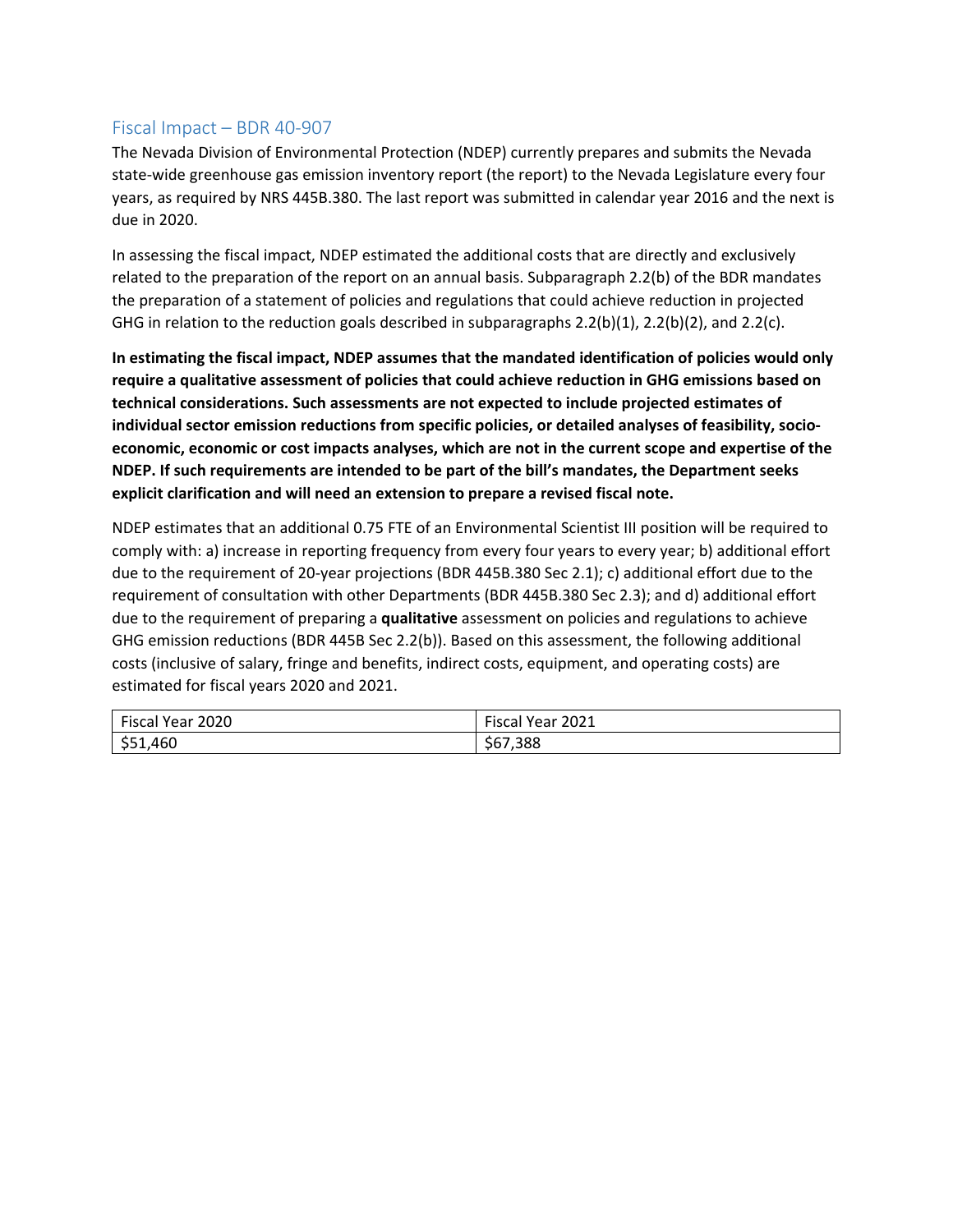## Fiscal Impact – BDR 40-907

The Nevada Division of Environmental Protection (NDEP) currently prepares and submits the Nevada state-wide greenhouse gas emission inventory report (the report) to the Nevada Legislature every four years, as required by NRS 445B.380. The last report was submitted in calendar year 2016 and the next is due in 2020.

In assessing the fiscal impact, NDEP estimated the additional costs that are directly and exclusively related to the preparation of the report on an annual basis. Subparagraph 2.2(b) of the BDR mandates the preparation of a statement of policies and regulations that could achieve reduction in projected GHG in relation to the reduction goals described in subparagraphs 2.2(b)(1), 2.2(b)(2), and 2.2(c).

**In estimating the fiscal impact, NDEP assumes that the mandated identification of policies would only require a qualitative assessment of policies that could achieve reduction in GHG emissions based on technical considerations. Such assessments are not expected to include projected estimates of individual sector emission reductions from specific policies, or detailed analyses of feasibility, socio-economic, economic or cost impacts analyses, which are not in the current scope and expertise of the NDEP. If such requirements are intended to be part of the bill's mandates, the Department seeks explicit clarification and will need an extension to prepare a revised fiscal note.**

NDEP estimates that an additional 0.75 FTE of an Environmental Scientist III position will be required to comply with: a) increase in reporting frequency from every four years to every year; b) additional effort due to the requirement of 20-year projections (BDR 445B.380 Sec 2.1); c) additional effort due to the requirement of consultation with other Departments (BDR 445B.380 Sec 2.3); and d) additional effort due to the requirement of preparing a **qualitative** assessment on policies and regulations to achieve GHG emission reductions (BDR 445B Sec 2.2(b)). Based on this assessment, the following additional costs (inclusive of salary, fringe and benefits, indirect costs, equipment, and operating costs) are estimated for fiscal years 2020 and 2021.

| Fiscal Year 2020 | Fiscal Year 2021 |
| --- | --- |
| $51,460 | $67,388 |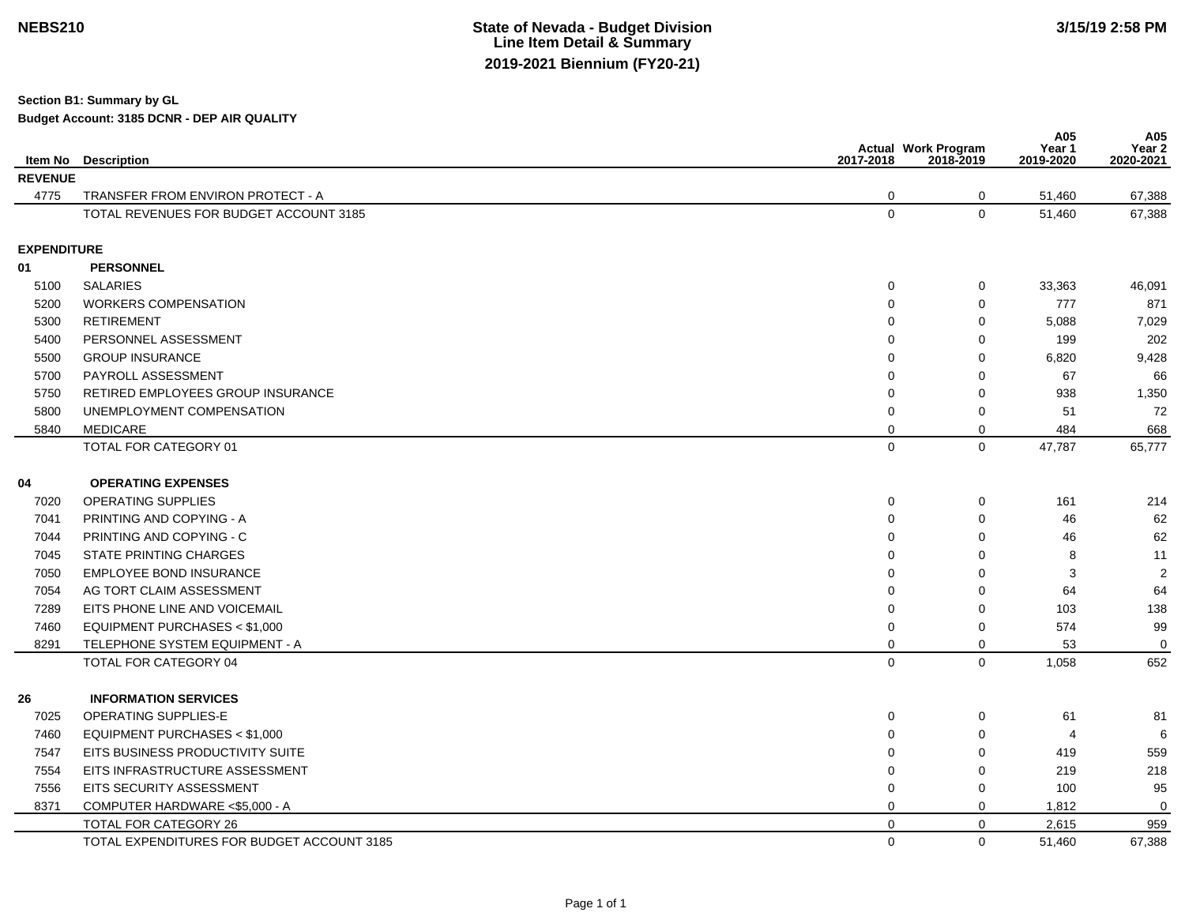NEBS210

# State of Nevada - Budget Division
## Line Item Detail & Summary
## 2019-2021 Biennium (FY20-21)

3/15/19 2:58 PM

**Section B1: Summary by GL**

**Budget Account: 3185 DCNR - DEP AIR QUALITY**

| Item No | Description | Actual 2017-2018 | Work Program 2018-2019 | A05 Year 1 2019-2020 | A05 Year 2 2020-2021 |
|---|---|---|---|---|---|
| **REVENUE** | | | | | |
| 4775 | TRANSFER FROM ENVIRON PROTECT - A | 0 | 0 | 51,460 | 67,388 |
| | TOTAL REVENUES FOR BUDGET ACCOUNT 3185 | 0 | 0 | 51,460 | 67,388 |
| **EXPENDITURE** | | | | | |
| **01** | **PERSONNEL** | | | | |
| 5100 | SALARIES | 0 | 0 | 33,363 | 46,091 |
| 5200 | WORKERS COMPENSATION | 0 | 0 | 777 | 871 |
| 5300 | RETIREMENT | 0 | 0 | 5,088 | 7,029 |
| 5400 | PERSONNEL ASSESSMENT | 0 | 0 | 199 | 202 |
| 5500 | GROUP INSURANCE | 0 | 0 | 6,820 | 9,428 |
| 5700 | PAYROLL ASSESSMENT | 0 | 0 | 67 | 66 |
| 5750 | RETIRED EMPLOYEES GROUP INSURANCE | 0 | 0 | 938 | 1,350 |
| 5800 | UNEMPLOYMENT COMPENSATION | 0 | 0 | 51 | 72 |
| 5840 | MEDICARE | 0 | 0 | 484 | 668 |
| | TOTAL FOR CATEGORY 01 | 0 | 0 | 47,787 | 65,777 |
| **04** | **OPERATING EXPENSES** | | | | |
| 7020 | OPERATING SUPPLIES | 0 | 0 | 161 | 214 |
| 7041 | PRINTING AND COPYING - A | 0 | 0 | 46 | 62 |
| 7044 | PRINTING AND COPYING - C | 0 | 0 | 46 | 62 |
| 7045 | STATE PRINTING CHARGES | 0 | 0 | 8 | 11 |
| 7050 | EMPLOYEE BOND INSURANCE | 0 | 0 | 3 | 2 |
| 7054 | AG TORT CLAIM ASSESSMENT | 0 | 0 | 64 | 64 |
| 7289 | EITS PHONE LINE AND VOICEMAIL | 0 | 0 | 103 | 138 |
| 7460 | EQUIPMENT PURCHASES < $1,000 | 0 | 0 | 574 | 99 |
| 8291 | TELEPHONE SYSTEM EQUIPMENT - A | 0 | 0 | 53 | 0 |
| | TOTAL FOR CATEGORY 04 | 0 | 0 | 1,058 | 652 |
| **26** | **INFORMATION SERVICES** | | | | |
| 7025 | OPERATING SUPPLIES-E | 0 | 0 | 61 | 81 |
| 7460 | EQUIPMENT PURCHASES < $1,000 | 0 | 0 | 4 | 6 |
| 7547 | EITS BUSINESS PRODUCTIVITY SUITE | 0 | 0 | 419 | 559 |
| 7554 | EITS INFRASTRUCTURE ASSESSMENT | 0 | 0 | 219 | 218 |
| 7556 | EITS SECURITY ASSESSMENT | 0 | 0 | 100 | 95 |
| 8371 | COMPUTER HARDWARE <$5,000 - A | 0 | 0 | 1,812 | 0 |
| | TOTAL FOR CATEGORY 26 | 0 | 0 | 2,615 | 959 |
| | TOTAL EXPENDITURES FOR BUDGET ACCOUNT 3185 | 0 | 0 | 51,460 | 67,388 |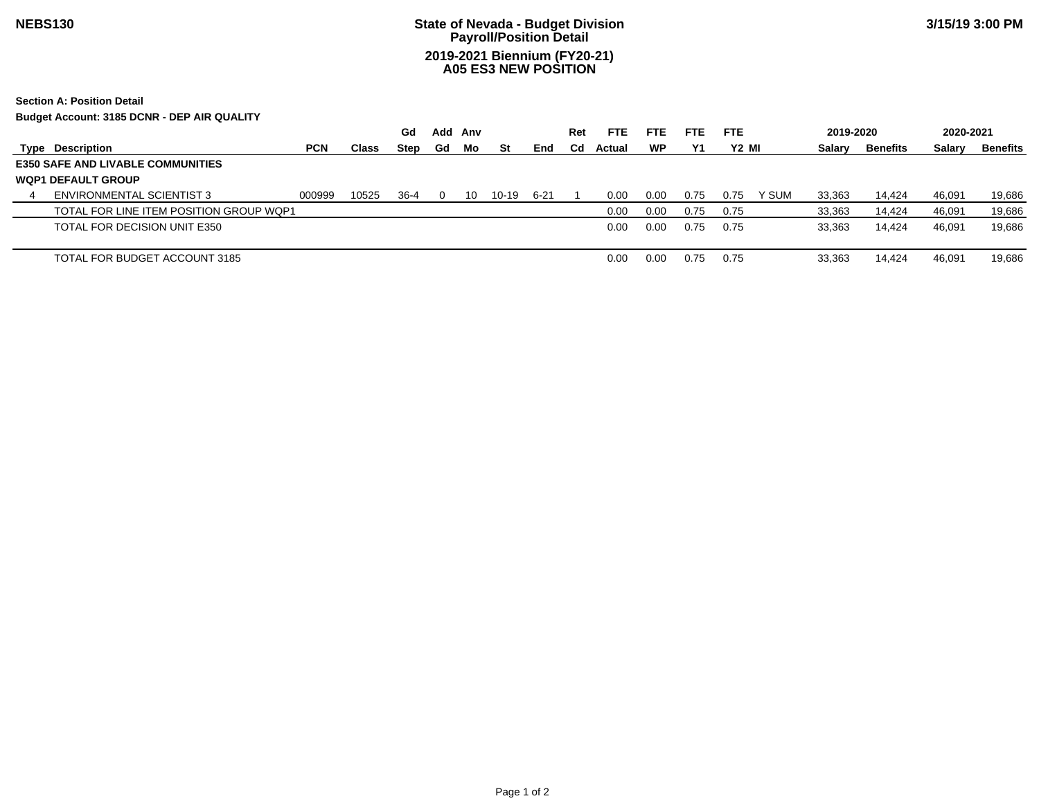**NEBS130** | **State of Nevada - Budget Division**
**Payroll/Position Detail**
**2019-2021 Biennium (FY20-21)**
**A05 ES3 NEW POSITION** | **3/15/19 3:00 PM**

**Section A: Position Detail**

**Budget Account: 3185 DCNR - DEP AIR QUALITY**

| Type | Description | PCN | Class | Gd Step | Add Gd | Anv Mo | St | End | Ret Cd | FTE Actual | FTE WP | FTE Y1 | FTE Y2 | MI | 2019-2020 Salary | 2019-2020 Benefits | 2020-2021 Salary | 2020-2021 Benefits |
|---|---|---|---|---|---|---|---|---|---|---|---|---|---|---|---|---|---|---|
| **E350 SAFE AND LIVABLE COMMUNITIES** | | | | | | | | | | | | | | | | | | |
| **WQP1 DEFAULT GROUP** | | | | | | | | | | | | | | | | | | |
| 4 | ENVIRONMENTAL SCIENTIST 3 | 000999 | 10525 | 36-4 | 0 | 10 | 10-19 | 6-21 | 1 | 0.00 | 0.00 | 0.75 | 0.75 | Y SUM | 33,363 | 14,424 | 46,091 | 19,686 |
| | TOTAL FOR LINE ITEM POSITION GROUP WQP1 | | | | | | | | | 0.00 | 0.00 | 0.75 | 0.75 | | 33,363 | 14,424 | 46,091 | 19,686 |
| | TOTAL FOR DECISION UNIT E350 | | | | | | | | | 0.00 | 0.00 | 0.75 | 0.75 | | 33,363 | 14,424 | 46,091 | 19,686 |
| | TOTAL FOR BUDGET ACCOUNT 3185 | | | | | | | | | 0.00 | 0.00 | 0.75 | 0.75 | | 33,363 | 14,424 | 46,091 | 19,686 |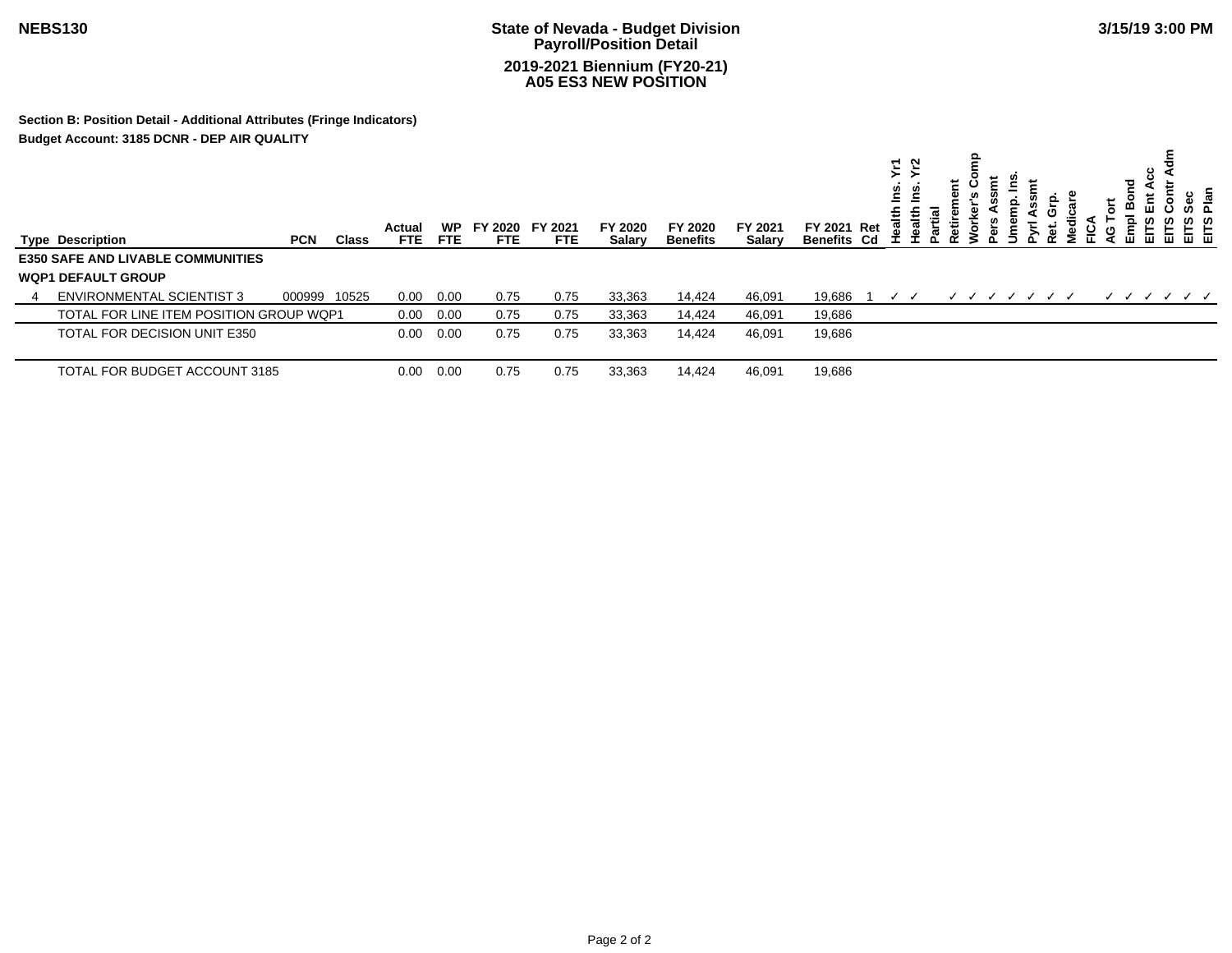## State of Nevada - Budget Division
## Payroll/Position Detail
## 2019-2021 Biennium (FY20-21)
## A05 ES3 NEW POSITION

**Section B: Position Detail - Additional Attributes (Fringe Indicators)**

**Budget Account: 3185 DCNR - DEP AIR QUALITY**

| Type | Description | PCN | Class | Actual FTE | WP FTE | FY 2020 FTE | FY 2021 FTE | FY 2020 Salary | FY 2020 Benefits | FY 2021 Salary | FY 2021 Benefits | Ret Cd | Health Ins. Yr1 | Health Ins. Yr2 | Partial | Retirement | Worker's Comp | Pers Assmt | Umemp. Ins. | Pyrl Assmt | Ret. Grp. | Medicare | FICA | AG Tort | Empl Bond | EITS Ent Acc | EITS Contr Adm | EITS Sec | EITS Plan |
|---|---|---|---|---|---|---|---|---|---|---|---|---|---|---|---|---|---|---|---|---|---|---|---|---|---|---|---|---|---|
| **E350 SAFE AND LIVABLE COMMUNITIES** | | | | | | | | | | | | | | | | | | | | | | | | | | | | | |
| **WQP1 DEFAULT GROUP** | | | | | | | | | | | | | | | | | | | | | | | | | | | | | |
| 4 | ENVIRONMENTAL SCIENTIST 3 | 000999 | 10525 | 0.00 | 0.00 | 0.75 | 0.75 | 33,363 | 14,424 | 46,091 | 19,686 | 1 | ✓ | ✓ | | ✓ | ✓ | ✓ | ✓ | ✓ | ✓ | ✓ | | ✓ | ✓ | ✓ | ✓ | ✓ | ✓ |
| | TOTAL FOR LINE ITEM POSITION GROUP WQP1 | | | 0.00 | 0.00 | 0.75 | 0.75 | 33,363 | 14,424 | 46,091 | 19,686 | | | | | | | | | | | | | | | | | | |
| | TOTAL FOR DECISION UNIT E350 | | | 0.00 | 0.00 | 0.75 | 0.75 | 33,363 | 14,424 | 46,091 | 19,686 | | | | | | | | | | | | | | | | | | |
| | TOTAL FOR BUDGET ACCOUNT 3185 | | | 0.00 | 0.00 | 0.75 | 0.75 | 33,363 | 14,424 | 46,091 | 19,686 | | | | | | | | | | | | | | | | | | |